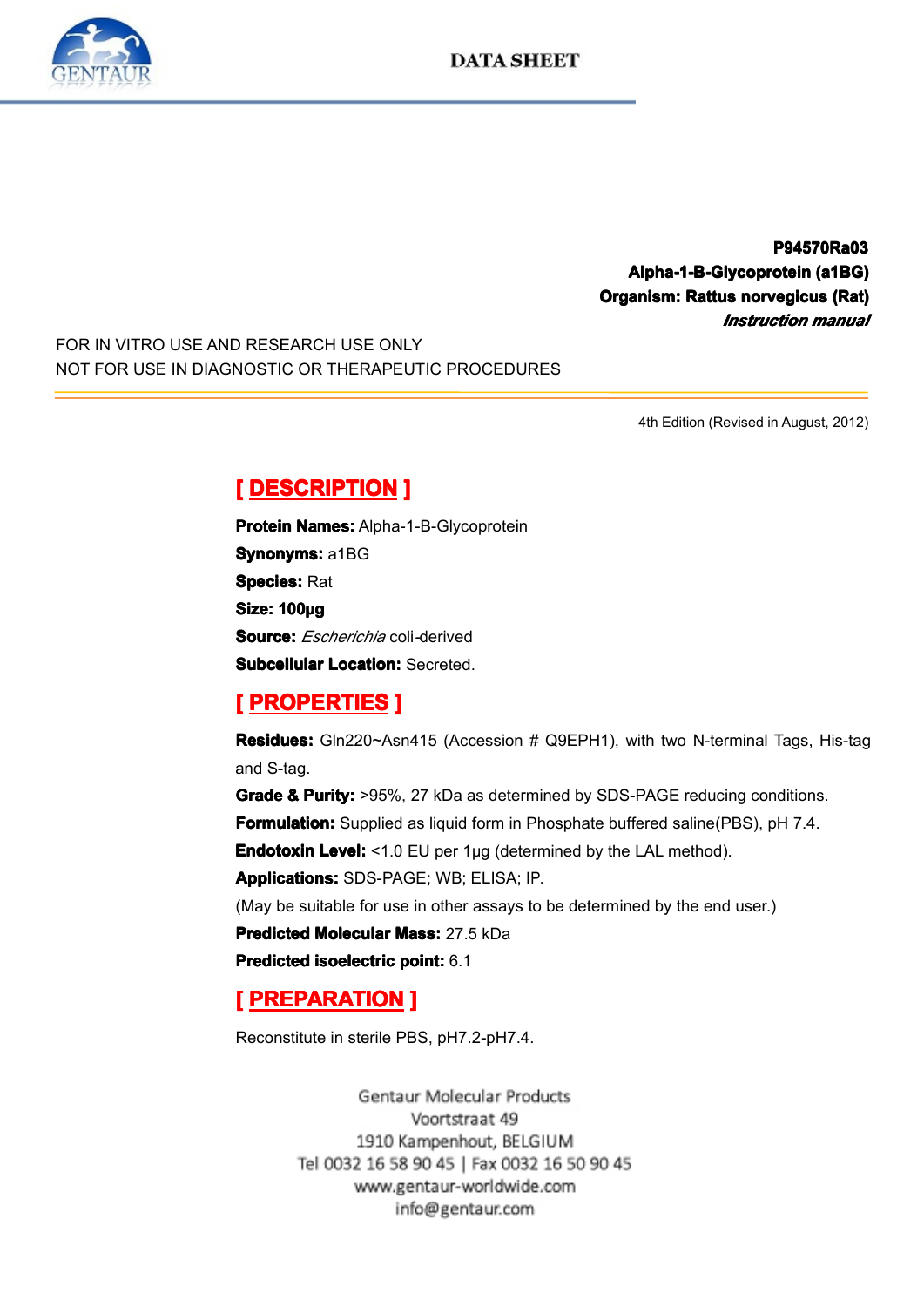GENTAUR

DATA SHEET

**P94570Ra03**
**Alpha-1-B-Glycoprotein (a1BG)**
**Organism: Rattus norvegicus (Rat)**
***Instruction manual***

FOR IN VITRO USE AND RESEARCH USE ONLY
NOT FOR USE IN DIAGNOSTIC OR THERAPEUTIC PROCEDURES

4th Edition (Revised in August, 2012)

## [ DESCRIPTION ]

**Protein Names:** Alpha-1-B-Glycoprotein
**Synonyms:** a1BG
**Species:** Rat
**Size: 100µg**
**Source:** *Escherichia* coli-derived
**Subcellular Location:** Secreted.

## [ PROPERTIES ]

**Residues:** Gln220~Asn415 (Accession # Q9EPH1), with two N-terminal Tags, His-tag and S-tag.
**Grade & Purity:** >95%, 27 kDa as determined by SDS-PAGE reducing conditions.
**Formulation:** Supplied as liquid form in Phosphate buffered saline(PBS), pH 7.4.
**Endotoxin Level:** <1.0 EU per 1µg (determined by the LAL method).
**Applications:** SDS-PAGE; WB; ELISA; IP.
(May be suitable for use in other assays to be determined by the end user.)
**Predicted Molecular Mass:** 27.5 kDa
**Predicted isoelectric point:** 6.1

## [ PREPARATION ]

Reconstitute in sterile PBS, pH7.2-pH7.4.

Gentaur Molecular Products
Voortstraat 49
1910 Kampenhout, BELGIUM
Tel 0032 16 58 90 45 | Fax 0032 16 50 90 45
www.gentaur-worldwide.com
info@gentaur.com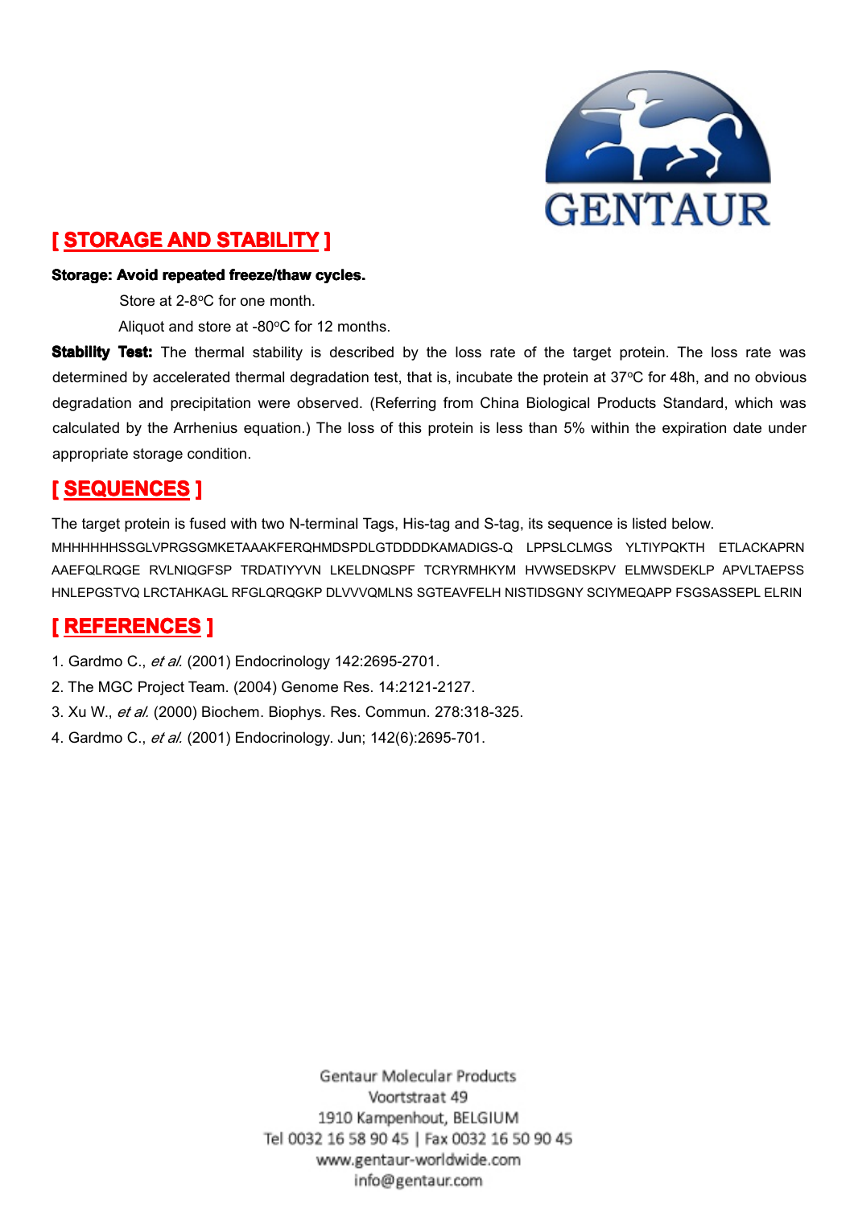## [ STORAGE AND STABILITY ]

**Storage: Avoid repeated freeze/thaw cycles.**

Store at 2-8$^{o}$C for one month.

Aliquot and store at -80$^{o}$C for 12 months.

**Stability Test:** The thermal stability is described by the loss rate of the target protein. The loss rate was determined by accelerated thermal degradation test, that is, incubate the protein at 37$^{o}$C for 48h, and no obvious degradation and precipitation were observed. (Referring from China Biological Products Standard, which was calculated by the Arrhenius equation.) The loss of this protein is less than 5% within the expiration date under appropriate storage condition.

## [ SEQUENCES ]

The target protein is fused with two N-terminal Tags, His-tag and S-tag, its sequence is listed below.

MHHHHHHSSGLVPRGSGMKETAAAKFERQHMDSPDLGTDDDDKAMADIGS-Q LPPSLCLMGS YLTIYPQKTH ETLACKAPRN AAEFQLRQGE RVLNIQGFSP TRDATIYYVN LKELDNQSPF TCRYRMHKYM HVWSEDSKPV ELMWSDEKLP APVLTAEPSS HNLEPGSTVQ LRCTAHKAGL RFGLQRQGKP DLVVVQMLNS SGTEAVFELH NISTIDSGNY SCIYMEQAPP FSGSASSEPL ELRIN

## [ REFERENCES ]

1. Gardmo C., *et al.* (2001) Endocrinology 142:2695-2701.
2. The MGC Project Team. (2004) Genome Res. 14:2121-2127.
3. Xu W., *et al.* (2000) Biochem. Biophys. Res. Commun. 278:318-325.
4. Gardmo C., *et al.* (2001) Endocrinology. Jun; 142(6):2695-701.

Gentaur Molecular Products
Voortstraat 49
1910 Kampenhout, BELGIUM
Tel 0032 16 58 90 45 | Fax 0032 16 50 90 45
www.gentaur-worldwide.com
info@gentaur.com